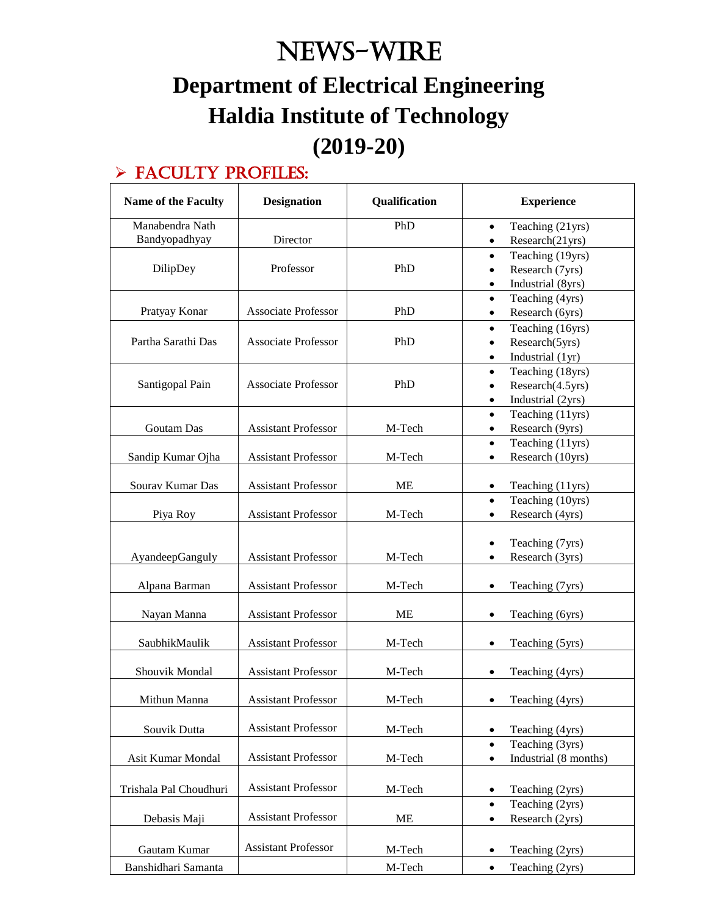# NEWS-WIRE

# Department of Electrical Engineering
# Haldia Institute of Technology
# (2019-20)

## ➢ FACULTY PROFILES:

| Name of the Faculty | Designation | Qualification | Experience |
|---|---|---|---|
| Manabendra Nath Bandyopadhyay | Director | PhD | • Teaching (21yrs)<br>• Research(21yrs) |
| DilipDey | Professor | PhD | • Teaching (19yrs)<br>• Research (7yrs)<br>• Industrial (8yrs) |
| Pratyay Konar | Associate Professor | PhD | • Teaching (4yrs)<br>• Research (6yrs) |
| Partha Sarathi Das | Associate Professor | PhD | • Teaching (16yrs)<br>• Research(5yrs)<br>• Industrial (1yr) |
| Santigopal Pain | Associate Professor | PhD | • Teaching (18yrs)<br>• Research(4.5yrs)<br>• Industrial (2yrs) |
| Goutam Das | Assistant Professor | M-Tech | • Teaching (11yrs)<br>• Research (9yrs) |
| Sandip Kumar Ojha | Assistant Professor | M-Tech | • Teaching (11yrs)<br>• Research (10yrs) |
| Sourav Kumar Das | Assistant Professor | ME | • Teaching (11yrs) |
| Piya Roy | Assistant Professor | M-Tech | • Teaching (10yrs)<br>• Research (4yrs) |
| AyandeepGanguly | Assistant Professor | M-Tech | • Teaching (7yrs)<br>• Research (3yrs) |
| Alpana Barman | Assistant Professor | M-Tech | • Teaching (7yrs) |
| Nayan Manna | Assistant Professor | ME | • Teaching (6yrs) |
| SaubhikMaulik | Assistant Professor | M-Tech | • Teaching (5yrs) |
| Shouvik Mondal | Assistant Professor | M-Tech | • Teaching (4yrs) |
| Mithun Manna | Assistant Professor | M-Tech | • Teaching (4yrs) |
| Souvik Dutta | Assistant Professor | M-Tech | • Teaching (4yrs) |
| Asit Kumar Mondal | Assistant Professor | M-Tech | • Teaching (3yrs)<br>• Industrial (8 months) |
| Trishala Pal Choudhuri | Assistant Professor | M-Tech | • Teaching (2yrs) |
| Debasis Maji | Assistant Professor | ME | • Teaching (2yrs)<br>• Research (2yrs) |
| Gautam Kumar | Assistant Professor | M-Tech | • Teaching (2yrs) |
| Banshidhari Samanta | | M-Tech | • Teaching (2yrs) |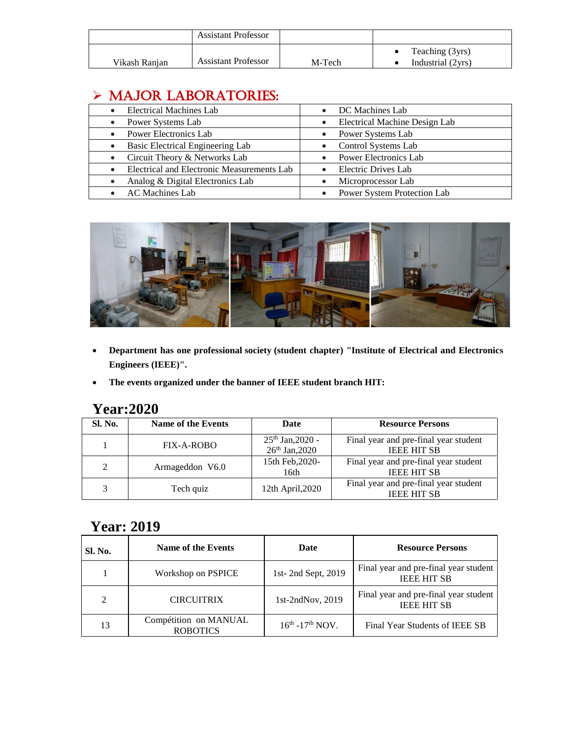| | Assistant Professor | | |
|---|---|---|---|
| Vikash Ranjan | Assistant Professor | M-Tech | • Teaching (3yrs)<br>• Industrial (2yrs) |

## ➢ MAJOR LABORATORIES:

| | |
|---|---|
| • Electrical Machines Lab | • DC Machines Lab |
| • Power Systems Lab | • Electrical Machine Design Lab |
| • Power Electronics Lab | • Power Systems Lab |
| • Basic Electrical Engineering Lab | • Control Systems Lab |
| • Circuit Theory & Networks Lab | • Power Electronics Lab |
| • Electrical and Electronic Measurements Lab | • Electric Drives Lab |
| • Analog & Digital Electronics Lab | • Microprocessor Lab |
| • AC Machines Lab | • Power System Protection Lab |

- **Department has one professional society (student chapter) "Institute of Electrical and Electronics Engineers (IEEE)".**
- **The events organized under the banner of IEEE student branch HIT:**

## Year:2020

| Sl. No. | Name of the Events | Date | Resource Persons |
|---|---|---|---|
| 1 | FIX-A-ROBO | 25th Jan,2020 - 26th Jan,2020 | Final year and pre-final year student IEEE HIT SB |
| 2 | Armageddon V6.0 | 15th Feb,2020-16th | Final year and pre-final year student IEEE HIT SB |
| 3 | Tech quiz | 12th April,2020 | Final year and pre-final year student IEEE HIT SB |

## Year: 2019

| Sl. No. | Name of the Events | Date | Resource Persons |
|---|---|---|---|
| 1 | Workshop on PSPICE | 1st- 2nd Sept, 2019 | Final year and pre-final year student IEEE HIT SB |
| 2 | CIRCUITRIX | 1st-2ndNov, 2019 | Final year and pre-final year student IEEE HIT SB |
| 13 | Compétition on MANUAL ROBOTICS | 16th -17th NOV. | Final Year Students of IEEE SB |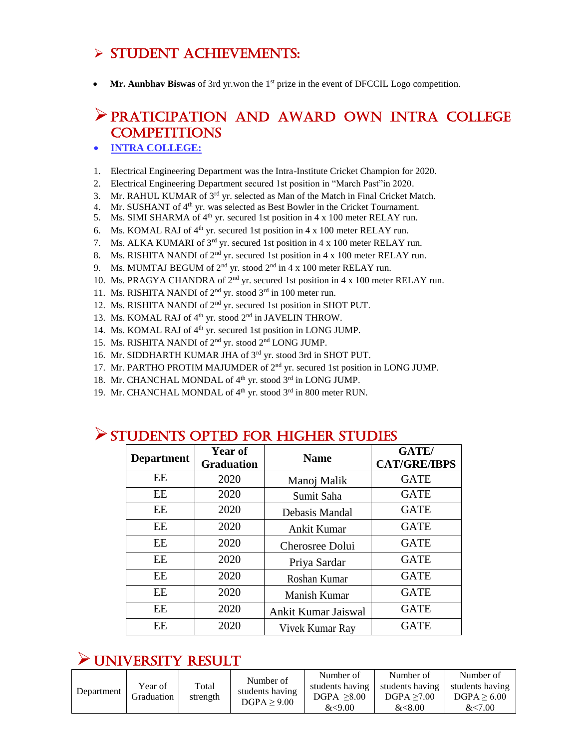## ➢ STUDENT ACHIEVEMENTS:

- **Mr. Aunbhav Biswas** of 3rd yr.won the 1st prize in the event of DFCCIL Logo competition.

## ➢ PRATICIPATION AND AWARD OWN INTRA COLLEGE COMPETITIONS

- **INTRA COLLEGE:**

1. Electrical Engineering Department was the Intra-Institute Cricket Champion for 2020.
2. Electrical Engineering Department secured 1st position in "March Past"in 2020.
3. Mr. RAHUL KUMAR of 3rd yr. selected as Man of the Match in Final Cricket Match.
4. Mr. SUSHANT of 4th yr. was selected as Best Bowler in the Cricket Tournament.
5. Ms. SIMI SHARMA of 4th yr. secured 1st position in 4 x 100 meter RELAY run.
6. Ms. KOMAL RAJ of 4th yr. secured 1st position in 4 x 100 meter RELAY run.
7. Ms. ALKA KUMARI of 3rd yr. secured 1st position in 4 x 100 meter RELAY run.
8. Ms. RISHITA NANDI of 2nd yr. secured 1st position in 4 x 100 meter RELAY run.
9. Ms. MUMTAJ BEGUM of 2nd yr. stood 2nd in 4 x 100 meter RELAY run.
10. Ms. PRAGYA CHANDRA of 2nd yr. secured 1st position in 4 x 100 meter RELAY run.
11. Ms. RISHITA NANDI of 2nd yr. stood 3rd in 100 meter run.
12. Ms. RISHITA NANDI of 2nd yr. secured 1st position in SHOT PUT.
13. Ms. KOMAL RAJ of 4th yr. stood 2nd in JAVELIN THROW.
14. Ms. KOMAL RAJ of 4th yr. secured 1st position in LONG JUMP.
15. Ms. RISHITA NANDI of 2nd yr. stood 2nd LONG JUMP.
16. Mr. SIDDHARTH KUMAR JHA of 3rd yr. stood 3rd in SHOT PUT.
17. Mr. PARTHO PROTIM MAJUMDER of 2nd yr. secured 1st position in LONG JUMP.
18. Mr. CHANCHAL MONDAL of 4th yr. stood 3rd in LONG JUMP.
19. Mr. CHANCHAL MONDAL of 4th yr. stood 3rd in 800 meter RUN.

## ➢ STUDENTS OPTED FOR HIGHER STUDIES

| Department | Year of Graduation | Name | GATE/ CAT/GRE/IBPS |
|---|---|---|---|
| EE | 2020 | Manoj Malik | GATE |
| EE | 2020 | Sumit Saha | GATE |
| EE | 2020 | Debasis Mandal | GATE |
| EE | 2020 | Ankit Kumar | GATE |
| EE | 2020 | Cherosree Dolui | GATE |
| EE | 2020 | Priya Sardar | GATE |
| EE | 2020 | Roshan Kumar | GATE |
| EE | 2020 | Manish Kumar | GATE |
| EE | 2020 | Ankit Kumar Jaiswal | GATE |
| EE | 2020 | Vivek Kumar Ray | GATE |

## ➢ UNIVERSITY RESULT

| Department | Year of Graduation | Total strength | Number of students having DGPA $\geq$ 9.00 | Number of students having DGPA $\geq$8.00 &<9.00 | Number of students having DGPA $\geq$7.00 &<8.00 | Number of students having DGPA $\geq$ 6.00 &<7.00 |
|---|---|---|---|---|---|---|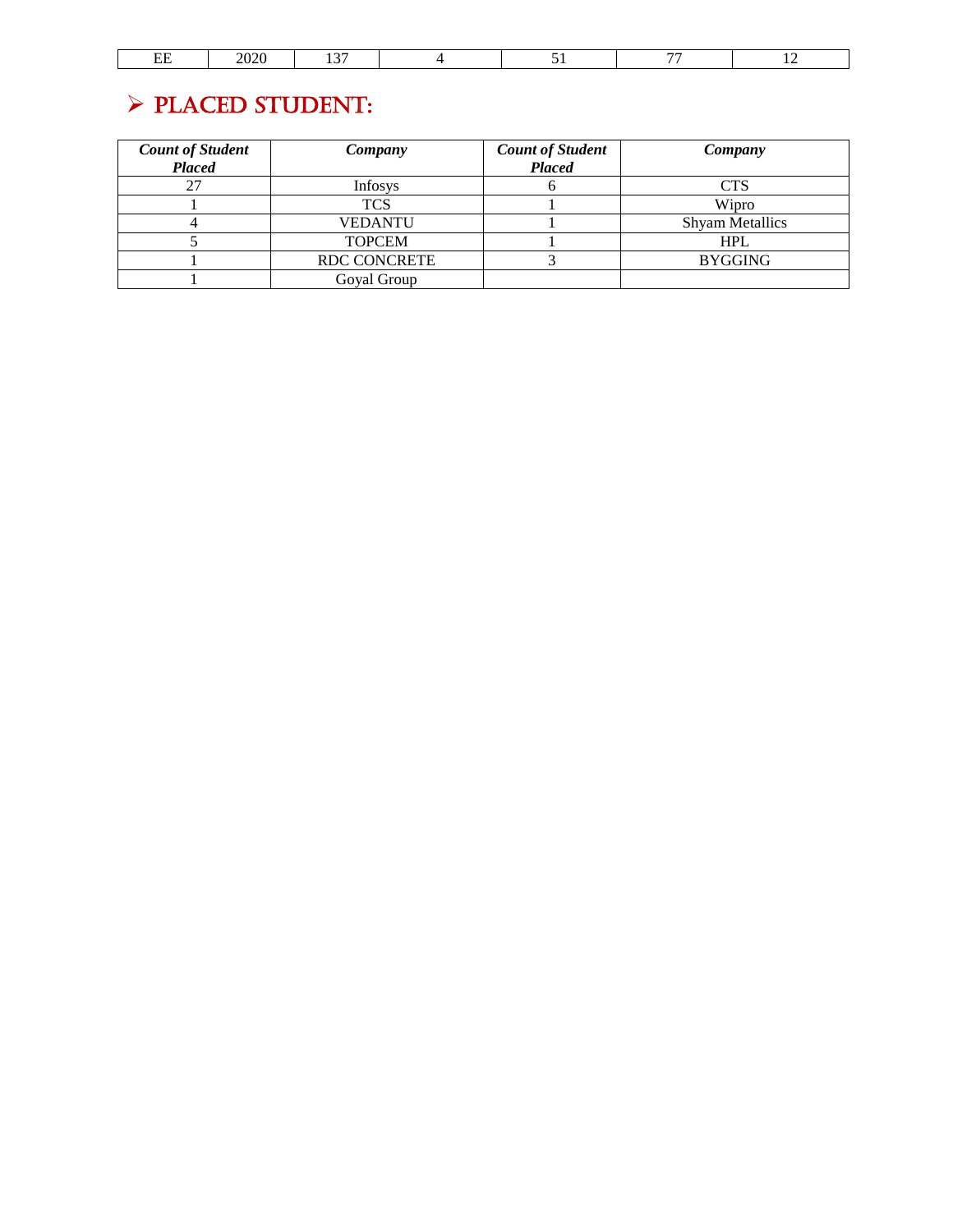| | | | | | | |
|---|---|---|---|---|---|---|
| EE | 2020 | 137 | 4 | 51 | 77 | 12 |

## ➢ PLACED STUDENT:

| ***Count of Student Placed*** | ***Company*** | ***Count of Student Placed*** | ***Company*** |
|---|---|---|---|
| 27 | Infosys | 6 | CTS |
| 1 | TCS | 1 | Wipro |
| 4 | VEDANTU | 1 | Shyam Metallics |
| 5 | TOPCEM | 1 | HPL |
| 1 | RDC CONCRETE | 3 | BYGGING |
| 1 | Goyal Group | | |